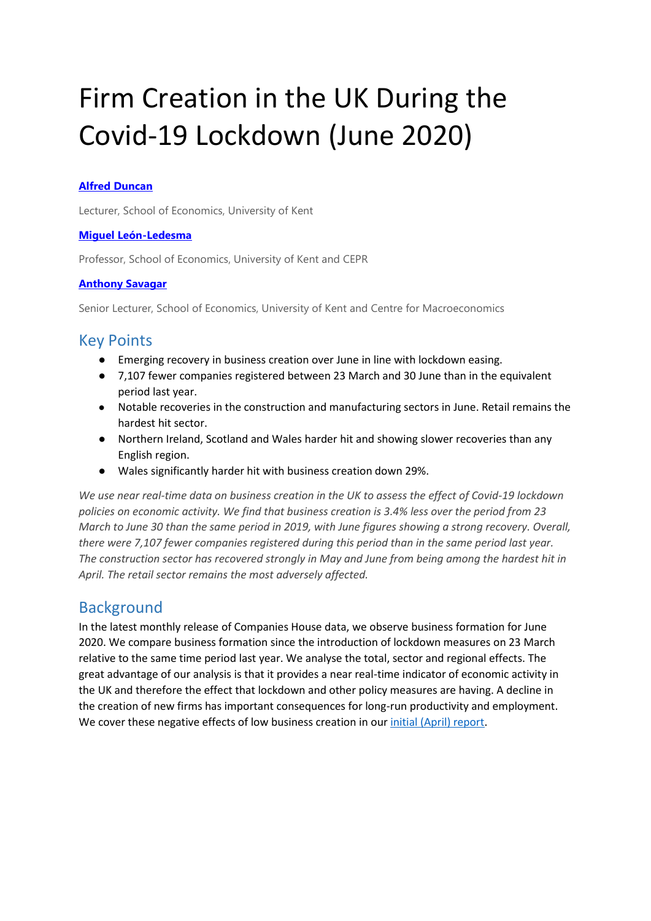# Firm Creation in the UK During the Covid-19 Lockdown (June 2020)

**[Alfred Duncan]()**

Lecturer, School of Economics, University of Kent

**[Miguel León-Ledesma]()**

Professor, School of Economics, University of Kent and CEPR

**[Anthony Savagar]()**

Senior Lecturer, School of Economics, University of Kent and Centre for Macroeconomics

## Key Points

- Emerging recovery in business creation over June in line with lockdown easing.
- 7,107 fewer companies registered between 23 March and 30 June than in the equivalent period last year.
- Notable recoveries in the construction and manufacturing sectors in June. Retail remains the hardest hit sector.
- Northern Ireland, Scotland and Wales harder hit and showing slower recoveries than any English region.
- Wales significantly harder hit with business creation down 29%.

*We use near real-time data on business creation in the UK to assess the effect of Covid-19 lockdown policies on economic activity. We find that business creation is 3.4% less over the period from 23 March to June 30 than the same period in 2019, with June figures showing a strong recovery. Overall, there were 7,107 fewer companies registered during this period than in the same period last year. The construction sector has recovered strongly in May and June from being among the hardest hit in April. The retail sector remains the most adversely affected.*

## Background

In the latest monthly release of Companies House data, we observe business formation for June 2020. We compare business formation since the introduction of lockdown measures on 23 March relative to the same time period last year. We analyse the total, sector and regional effects. The great advantage of our analysis is that it provides a near real-time indicator of economic activity in the UK and therefore the effect that lockdown and other policy measures are having. A decline in the creation of new firms has important consequences for long-run productivity and employment. We cover these negative effects of low business creation in our [initial (April) report]().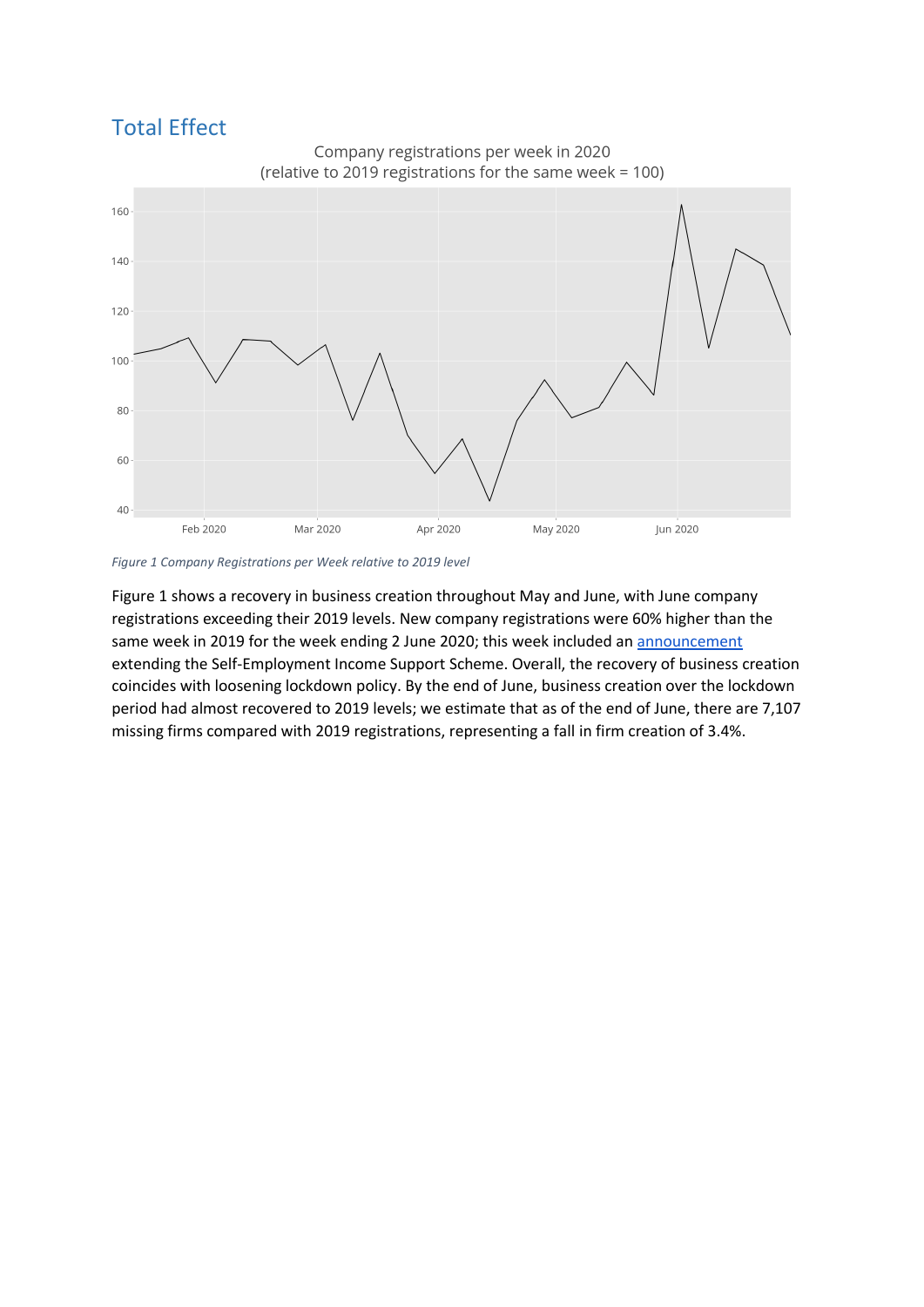## Total Effect

Figure 1 Company Registrations per Week relative to 2019 level

Figure 1 shows a recovery in business creation throughout May and June, with June company registrations exceeding their 2019 levels. New company registrations were 60% higher than the same week in 2019 for the week ending 2 June 2020; this week included an announcement extending the Self-Employment Income Support Scheme. Overall, the recovery of business creation coincides with loosening lockdown policy. By the end of June, business creation over the lockdown period had almost recovered to 2019 levels; we estimate that as of the end of June, there are 7,107 missing firms compared with 2019 registrations, representing a fall in firm creation of 3.4%.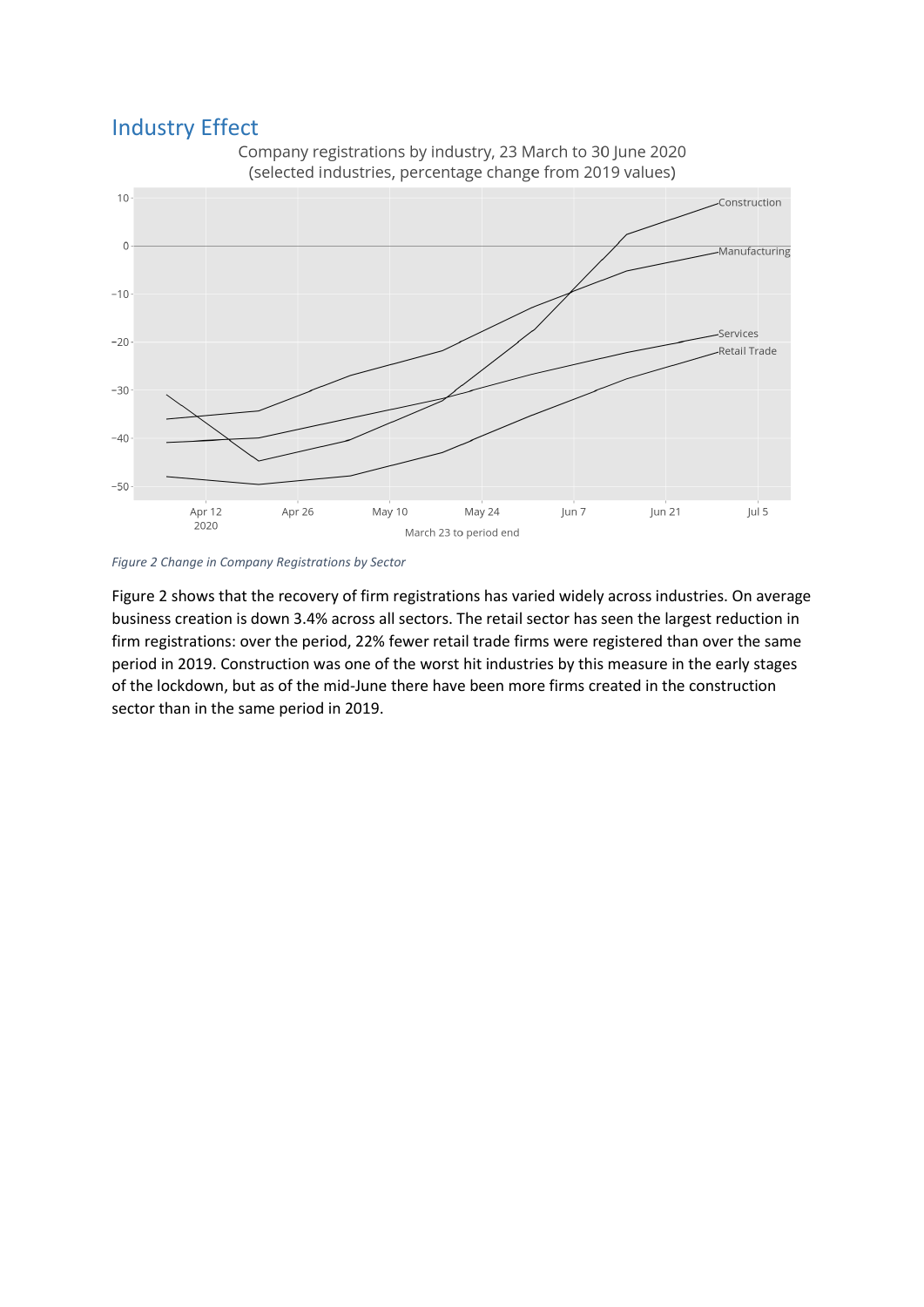## Industry Effect

Figure 2 Change in Company Registrations by Sector

Figure 2 shows that the recovery of firm registrations has varied widely across industries. On average business creation is down 3.4% across all sectors. The retail sector has seen the largest reduction in firm registrations: over the period, 22% fewer retail trade firms were registered than over the same period in 2019. Construction was one of the worst hit industries by this measure in the early stages of the lockdown, but as of the mid-June there have been more firms created in the construction sector than in the same period in 2019.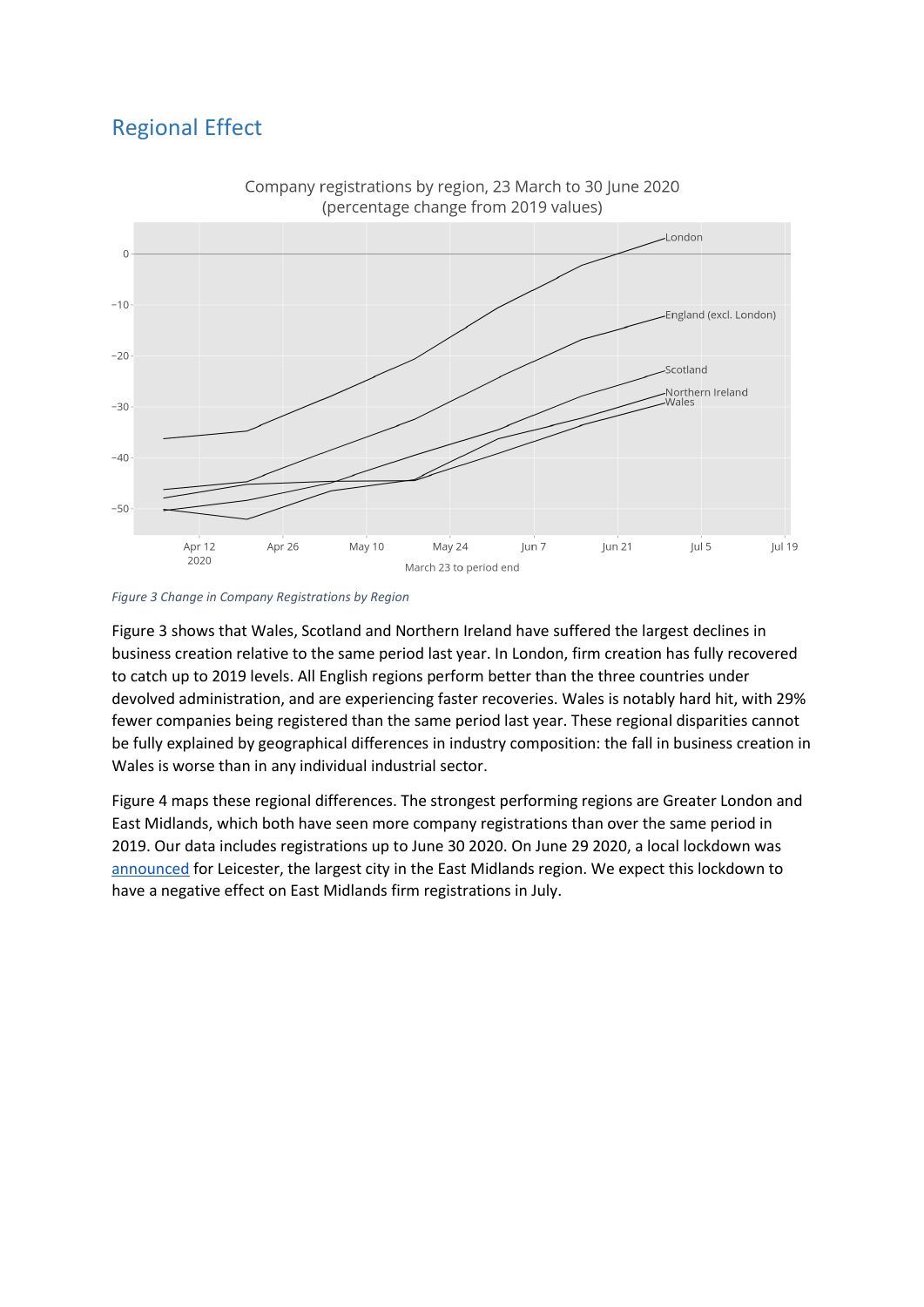## Regional Effect

Figure 3 Change in Company Registrations by Region

Figure 3 shows that Wales, Scotland and Northern Ireland have suffered the largest declines in business creation relative to the same period last year. In London, firm creation has fully recovered to catch up to 2019 levels. All English regions perform better than the three countries under devolved administration, and are experiencing faster recoveries. Wales is notably hard hit, with 29% fewer companies being registered than the same period last year. These regional disparities cannot be fully explained by geographical differences in industry composition: the fall in business creation in Wales is worse than in any individual industrial sector.

Figure 4 maps these regional differences. The strongest performing regions are Greater London and East Midlands, which both have seen more company registrations than over the same period in 2019. Our data includes registrations up to June 30 2020. On June 29 2020, a local lockdown was announced for Leicester, the largest city in the East Midlands region. We expect this lockdown to have a negative effect on East Midlands firm registrations in July.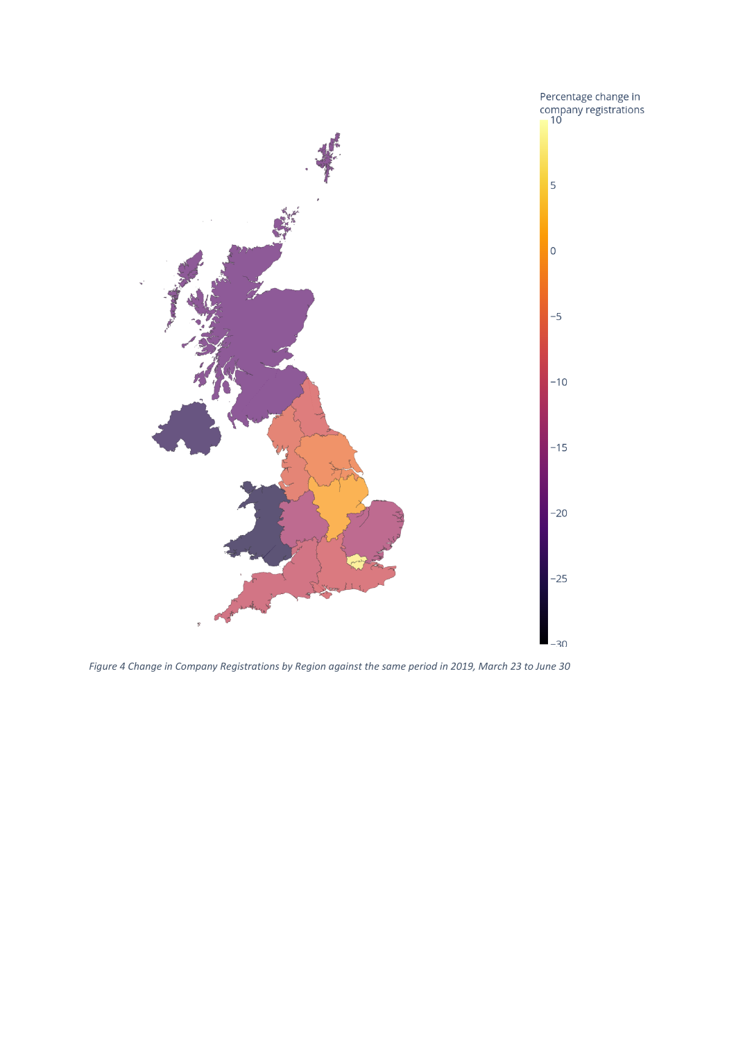Percentage change in company registrations

10

5

0

−5

−10

−15

−20

−25

−30

*Figure 4 Change in Company Registrations by Region against the same period in 2019, March 23 to June 30*